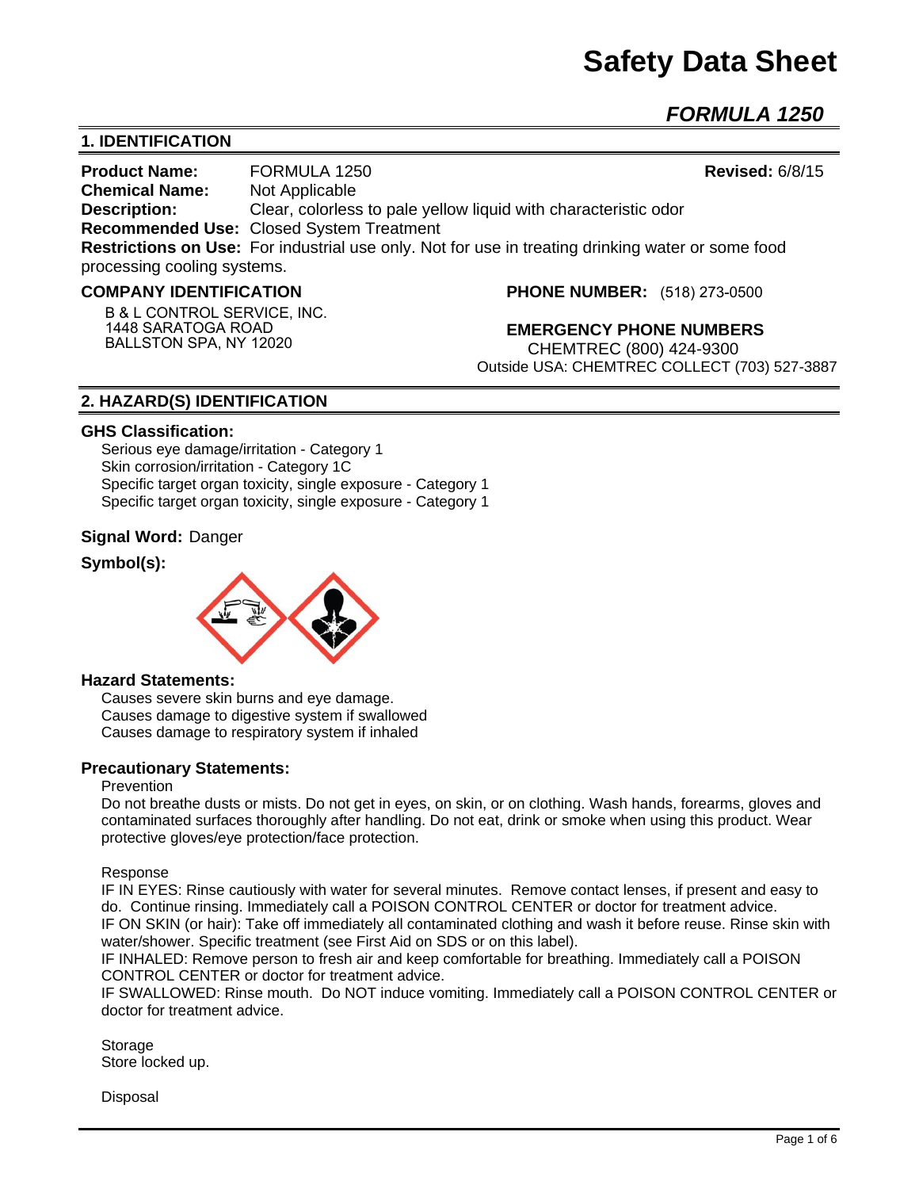# Safety Data Sheet

## *FORMULA 1250*

## 1. IDENTIFICATION

**Product Name:** FORMULA 1250 **Revised:** 6/8/15
**Chemical Name:** Not Applicable
**Description:** Clear, colorless to pale yellow liquid with characteristic odor
**Recommended Use:** Closed System Treatment
**Restrictions on Use:** For industrial use only. Not for use in treating drinking water or some food processing cooling systems.

**COMPANY IDENTIFICATION**

B & L CONTROL SERVICE, INC.
1448 SARATOGA ROAD
BALLSTON SPA, NY 12020

**PHONE NUMBER:** (518) 273-0500

**EMERGENCY PHONE NUMBERS**
CHEMTREC (800) 424-9300
Outside USA: CHEMTREC COLLECT (703) 527-3887

## 2. HAZARD(S) IDENTIFICATION

**GHS Classification:**

Serious eye damage/irritation - Category 1
Skin corrosion/irritation - Category 1C
Specific target organ toxicity, single exposure - Category 1
Specific target organ toxicity, single exposure - Category 1

**Signal Word:** Danger

**Symbol(s):**

**Hazard Statements:**

Causes severe skin burns and eye damage.
Causes damage to digestive system if swallowed
Causes damage to respiratory system if inhaled

**Precautionary Statements:**

Prevention

Do not breathe dusts or mists. Do not get in eyes, on skin, or on clothing. Wash hands, forearms, gloves and contaminated surfaces thoroughly after handling. Do not eat, drink or smoke when using this product. Wear protective gloves/eye protection/face protection.

Response

IF IN EYES: Rinse cautiously with water for several minutes. Remove contact lenses, if present and easy to do. Continue rinsing. Immediately call a POISON CONTROL CENTER or doctor for treatment advice.
IF ON SKIN (or hair): Take off immediately all contaminated clothing and wash it before reuse. Rinse skin with water/shower. Specific treatment (see First Aid on SDS or on this label).
IF INHALED: Remove person to fresh air and keep comfortable for breathing. Immediately call a POISON CONTROL CENTER or doctor for treatment advice.
IF SWALLOWED: Rinse mouth. Do NOT induce vomiting. Immediately call a POISON CONTROL CENTER or doctor for treatment advice.

Storage

Store locked up.

Disposal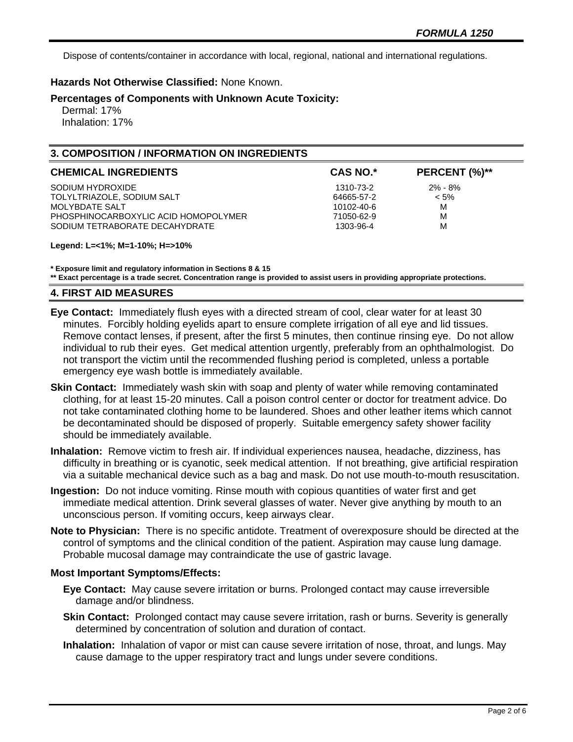Dispose of contents/container in accordance with local, regional, national and international regulations.

**Hazards Not Otherwise Classified:** None Known.

**Percentages of Components with Unknown Acute Toxicity:**

Dermal: 17%
Inhalation: 17%

## 3. COMPOSITION / INFORMATION ON INGREDIENTS

| CHEMICAL INGREDIENTS | CAS NO.* | PERCENT (%)** |
|---|---|---|
| SODIUM HYDROXIDE | 1310-73-2 | 2% - 8% |
| TOLYLTRIAZOLE, SODIUM SALT | 64665-57-2 | < 5% |
| MOLYBDATE SALT | 10102-40-6 | M |
| PHOSPHINOCARBOXYLIC ACID HOMOPOLYMER | 71050-62-9 | M |
| SODIUM TETRABORATE DECAHYDRATE | 1303-96-4 | M |

**Legend: L=<1%; M=1-10%; H=>10%**

**\* Exposure limit and regulatory information in Sections 8 & 15**
**\*\* Exact percentage is a trade secret. Concentration range is provided to assist users in providing appropriate protections.**

## 4. FIRST AID MEASURES

**Eye Contact:** Immediately flush eyes with a directed stream of cool, clear water for at least 30 minutes. Forcibly holding eyelids apart to ensure complete irrigation of all eye and lid tissues. Remove contact lenses, if present, after the first 5 minutes, then continue rinsing eye. Do not allow individual to rub their eyes. Get medical attention urgently, preferably from an ophthalmologist. Do not transport the victim until the recommended flushing period is completed, unless a portable emergency eye wash bottle is immediately available.

**Skin Contact:** Immediately wash skin with soap and plenty of water while removing contaminated clothing, for at least 15-20 minutes. Call a poison control center or doctor for treatment advice. Do not take contaminated clothing home to be laundered. Shoes and other leather items which cannot be decontaminated should be disposed of properly. Suitable emergency safety shower facility should be immediately available.

**Inhalation:** Remove victim to fresh air. If individual experiences nausea, headache, dizziness, has difficulty in breathing or is cyanotic, seek medical attention. If not breathing, give artificial respiration via a suitable mechanical device such as a bag and mask. Do not use mouth-to-mouth resuscitation.

**Ingestion:** Do not induce vomiting. Rinse mouth with copious quantities of water first and get immediate medical attention. Drink several glasses of water. Never give anything by mouth to an unconscious person. If vomiting occurs, keep airways clear.

**Note to Physician:** There is no specific antidote. Treatment of overexposure should be directed at the control of symptoms and the clinical condition of the patient. Aspiration may cause lung damage. Probable mucosal damage may contraindicate the use of gastric lavage.

**Most Important Symptoms/Effects:**

**Eye Contact:** May cause severe irritation or burns. Prolonged contact may cause irreversible damage and/or blindness.

**Skin Contact:** Prolonged contact may cause severe irritation, rash or burns. Severity is generally determined by concentration of solution and duration of contact.

**Inhalation:** Inhalation of vapor or mist can cause severe irritation of nose, throat, and lungs. May cause damage to the upper respiratory tract and lungs under severe conditions.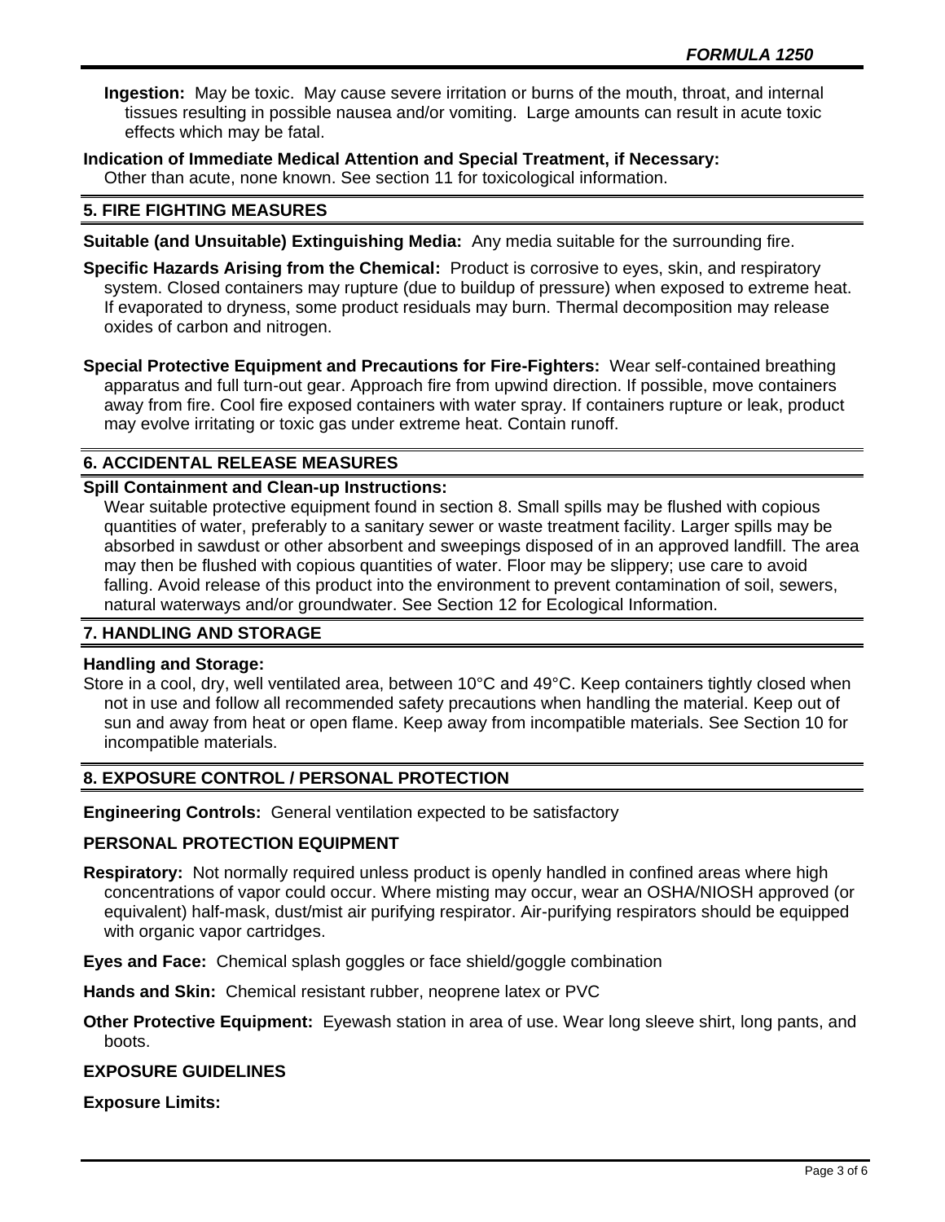**Ingestion:** May be toxic. May cause severe irritation or burns of the mouth, throat, and internal tissues resulting in possible nausea and/or vomiting. Large amounts can result in acute toxic effects which may be fatal.

**Indication of Immediate Medical Attention and Special Treatment, if Necessary:**
Other than acute, none known. See section 11 for toxicological information.

## 5. FIRE FIGHTING MEASURES

**Suitable (and Unsuitable) Extinguishing Media:** Any media suitable for the surrounding fire.

**Specific Hazards Arising from the Chemical:** Product is corrosive to eyes, skin, and respiratory system. Closed containers may rupture (due to buildup of pressure) when exposed to extreme heat. If evaporated to dryness, some product residuals may burn. Thermal decomposition may release oxides of carbon and nitrogen.

**Special Protective Equipment and Precautions for Fire-Fighters:** Wear self-contained breathing apparatus and full turn-out gear. Approach fire from upwind direction. If possible, move containers away from fire. Cool fire exposed containers with water spray. If containers rupture or leak, product may evolve irritating or toxic gas under extreme heat. Contain runoff.

## 6. ACCIDENTAL RELEASE MEASURES

**Spill Containment and Clean-up Instructions:**
Wear suitable protective equipment found in section 8. Small spills may be flushed with copious quantities of water, preferably to a sanitary sewer or waste treatment facility. Larger spills may be absorbed in sawdust or other absorbent and sweepings disposed of in an approved landfill. The area may then be flushed with copious quantities of water. Floor may be slippery; use care to avoid falling. Avoid release of this product into the environment to prevent contamination of soil, sewers, natural waterways and/or groundwater. See Section 12 for Ecological Information.

## 7. HANDLING AND STORAGE

**Handling and Storage:**
Store in a cool, dry, well ventilated area, between 10°C and 49°C. Keep containers tightly closed when not in use and follow all recommended safety precautions when handling the material. Keep out of sun and away from heat or open flame. Keep away from incompatible materials. See Section 10 for incompatible materials.

## 8. EXPOSURE CONTROL / PERSONAL PROTECTION

**Engineering Controls:** General ventilation expected to be satisfactory

**PERSONAL PROTECTION EQUIPMENT**

**Respiratory:** Not normally required unless product is openly handled in confined areas where high concentrations of vapor could occur. Where misting may occur, wear an OSHA/NIOSH approved (or equivalent) half-mask, dust/mist air purifying respirator. Air-purifying respirators should be equipped with organic vapor cartridges.

**Eyes and Face:** Chemical splash goggles or face shield/goggle combination

**Hands and Skin:** Chemical resistant rubber, neoprene latex or PVC

**Other Protective Equipment:** Eyewash station in area of use. Wear long sleeve shirt, long pants, and boots.

**EXPOSURE GUIDELINES**

**Exposure Limits:**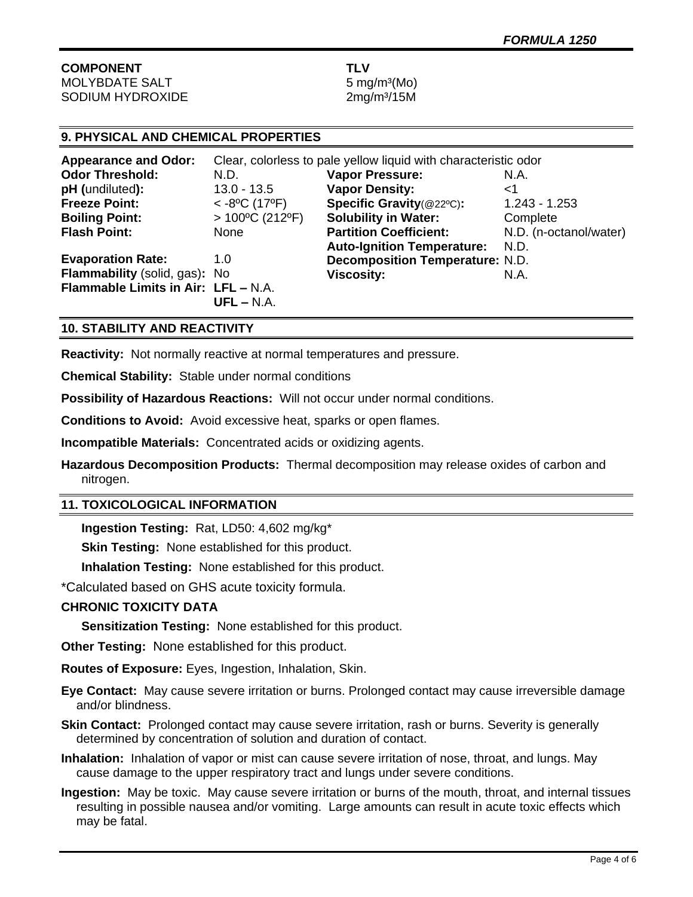| COMPONENT | TLV |
|---|---|
| MOLYBDATE SALT | 5 mg/m³(Mo) |
| SODIUM HYDROXIDE | 2mg/m³/15M |

## 9. PHYSICAL AND CHEMICAL PROPERTIES

**Appearance and Odor:** Clear, colorless to pale yellow liquid with characteristic odor

| | | | |
|---|---|---|---|
| **Odor Threshold:** | N.D. | **Vapor Pressure:** | N.A. |
| **pH (**undiluted**):** | 13.0 - 13.5 | **Vapor Density:** | <1 |
| **Freeze Point:** | < -8ºC (17ºF) | **Specific Gravity**(@22ºC)**:** | 1.243 - 1.253 |
| **Boiling Point:** | > 100ºC (212ºF) | **Solubility in Water:** | Complete |
| **Flash Point:** | None | **Partition Coefficient:** | N.D. (n-octanol/water) |
| | | **Auto-Ignition Temperature:** | N.D. |
| **Evaporation Rate:** | 1.0 | **Decomposition Temperature:** | N.D. |
| **Flammability** (solid, gas)**:** | No | **Viscosity:** | N.A. |
| **Flammable Limits in Air:** | **LFL –** N.A. **UFL –** N.A. | | |

## 10. STABILITY AND REACTIVITY

**Reactivity:** Not normally reactive at normal temperatures and pressure.

**Chemical Stability:** Stable under normal conditions

**Possibility of Hazardous Reactions:** Will not occur under normal conditions.

**Conditions to Avoid:** Avoid excessive heat, sparks or open flames.

**Incompatible Materials:** Concentrated acids or oxidizing agents.

**Hazardous Decomposition Products:** Thermal decomposition may release oxides of carbon and nitrogen.

## 11. TOXICOLOGICAL INFORMATION

**Ingestion Testing:** Rat, LD50: 4,602 mg/kg*

**Skin Testing:** None established for this product.

**Inhalation Testing:** None established for this product.

*Calculated based on GHS acute toxicity formula.

**CHRONIC TOXICITY DATA**

**Sensitization Testing:** None established for this product.

**Other Testing:** None established for this product.

**Routes of Exposure:** Eyes, Ingestion, Inhalation, Skin.

**Eye Contact:** May cause severe irritation or burns. Prolonged contact may cause irreversible damage and/or blindness.

**Skin Contact:** Prolonged contact may cause severe irritation, rash or burns. Severity is generally determined by concentration of solution and duration of contact.

**Inhalation:** Inhalation of vapor or mist can cause severe irritation of nose, throat, and lungs. May cause damage to the upper respiratory tract and lungs under severe conditions.

**Ingestion:** May be toxic. May cause severe irritation or burns of the mouth, throat, and internal tissues resulting in possible nausea and/or vomiting. Large amounts can result in acute toxic effects which may be fatal.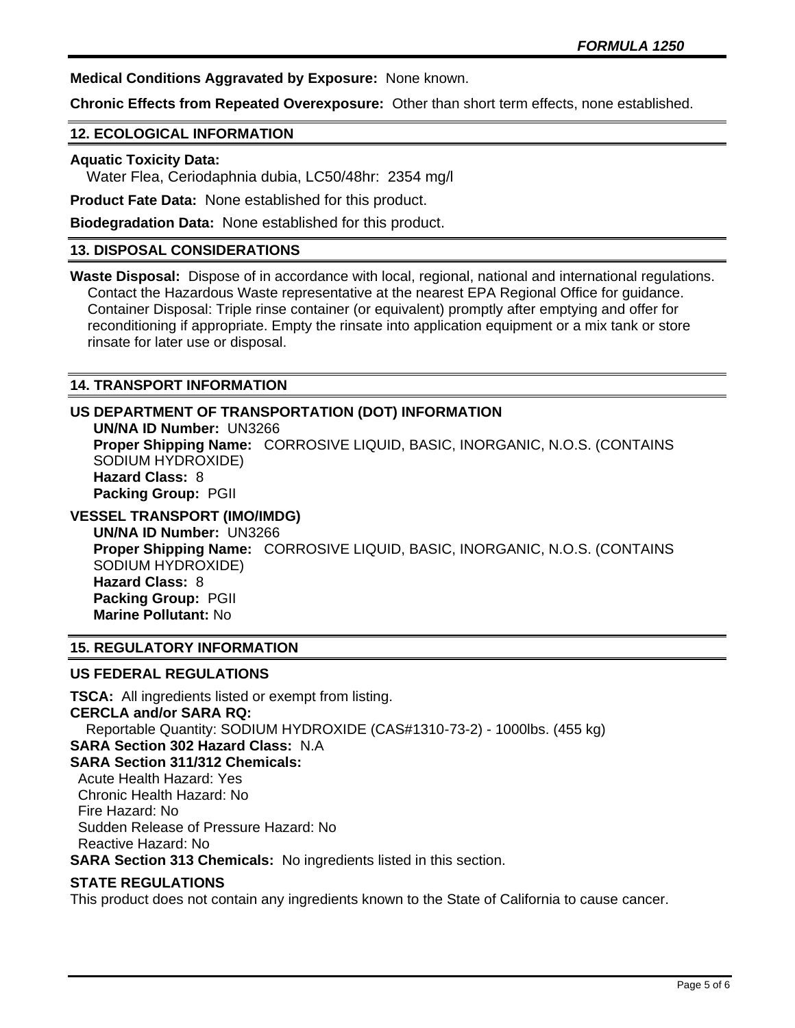**Medical Conditions Aggravated by Exposure:** None known.

**Chronic Effects from Repeated Overexposure:** Other than short term effects, none established.

## 12. ECOLOGICAL INFORMATION

**Aquatic Toxicity Data:**
Water Flea, Ceriodaphnia dubia, LC50/48hr: 2354 mg/l

**Product Fate Data:** None established for this product.

**Biodegradation Data:** None established for this product.

## 13. DISPOSAL CONSIDERATIONS

**Waste Disposal:** Dispose of in accordance with local, regional, national and international regulations. Contact the Hazardous Waste representative at the nearest EPA Regional Office for guidance. Container Disposal: Triple rinse container (or equivalent) promptly after emptying and offer for reconditioning if appropriate. Empty the rinsate into application equipment or a mix tank or store rinsate for later use or disposal.

## 14. TRANSPORT INFORMATION

### US DEPARTMENT OF TRANSPORTATION (DOT) INFORMATION

**UN/NA ID Number:** UN3266
**Proper Shipping Name:** CORROSIVE LIQUID, BASIC, INORGANIC, N.O.S. (CONTAINS SODIUM HYDROXIDE)
**Hazard Class:** 8
**Packing Group:** PGII

### VESSEL TRANSPORT (IMO/IMDG)

**UN/NA ID Number:** UN3266
**Proper Shipping Name:** CORROSIVE LIQUID, BASIC, INORGANIC, N.O.S. (CONTAINS SODIUM HYDROXIDE)
**Hazard Class:** 8
**Packing Group:** PGII
**Marine Pollutant:** No

## 15. REGULATORY INFORMATION

### US FEDERAL REGULATIONS

**TSCA:** All ingredients listed or exempt from listing.
**CERCLA and/or SARA RQ:**
Reportable Quantity: SODIUM HYDROXIDE (CAS#1310-73-2) - 1000lbs. (455 kg)
**SARA Section 302 Hazard Class:** N.A
**SARA Section 311/312 Chemicals:**
Acute Health Hazard: Yes
Chronic Health Hazard: No
Fire Hazard: No
Sudden Release of Pressure Hazard: No
Reactive Hazard: No
**SARA Section 313 Chemicals:** No ingredients listed in this section.

### STATE REGULATIONS

This product does not contain any ingredients known to the State of California to cause cancer.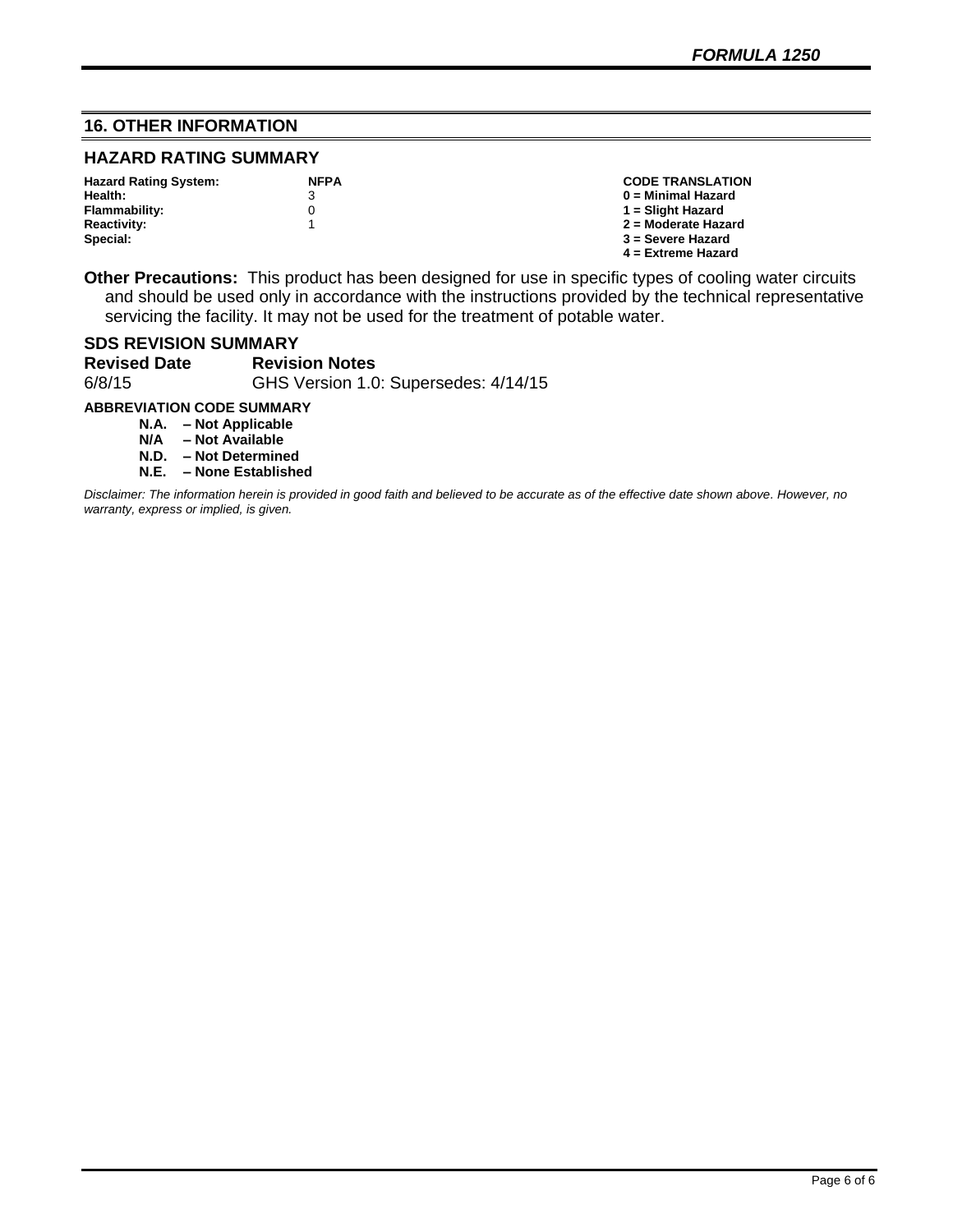## 16. OTHER INFORMATION

### HAZARD RATING SUMMARY

| Hazard Rating System: | NFPA | CODE TRANSLATION |
|---|---|---|
| Health: | 3 | 0 = Minimal Hazard |
| Flammability: | 0 | 1 = Slight Hazard |
| Reactivity: | 1 | 2 = Moderate Hazard |
| Special: | | 3 = Severe Hazard |
| | | 4 = Extreme Hazard |

**Other Precautions:** This product has been designed for use in specific types of cooling water circuits and should be used only in accordance with the instructions provided by the technical representative servicing the facility. It may not be used for the treatment of potable water.

### SDS REVISION SUMMARY

| Revised Date | Revision Notes |
|---|---|
| 6/8/15 | GHS Version 1.0: Supersedes: 4/14/15 |

**ABBREVIATION CODE SUMMARY**

- **N.A. – Not Applicable**
- **N/A – Not Available**
- **N.D. – Not Determined**
- **N.E. – None Established**

*Disclaimer: The information herein is provided in good faith and believed to be accurate as of the effective date shown above. However, no warranty, express or implied, is given.*